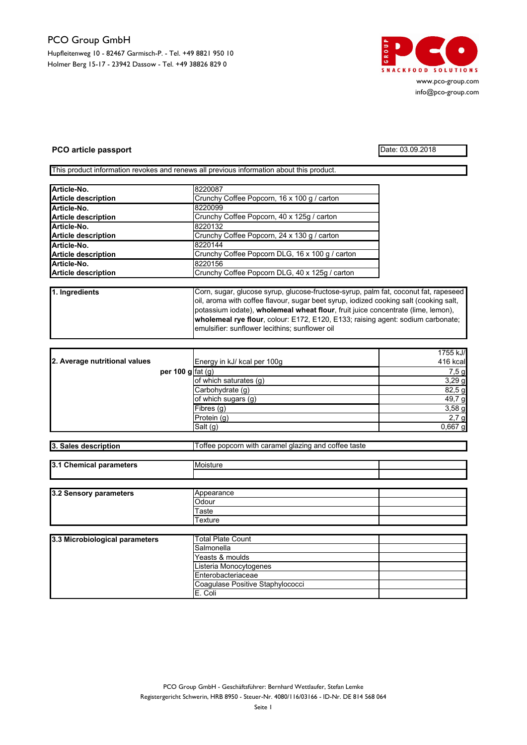PCO Group GmbH

Hupfleitenweg 10 - 82467 Garmisch-P. - Tel. +49 8821 950 10
Holmer Berg 15-17 - 23942 Dassow - Tel. +49 38826 829 0

www.pco-group.com
info@pco-group.com

**PCO article passport**

Date: 03.09.2018

This product information revokes and renews all previous information about this product.

| | |
|---|---|
| **Article-No.** | 8220087 |
| **Article description** | Crunchy Coffee Popcorn, 16 x 100 g / carton |
| **Article-No.** | 8220099 |
| **Article description** | Crunchy Coffee Popcorn, 40 x 125g / carton |
| **Article-No.** | 8220132 |
| **Article description** | Crunchy Coffee Popcorn, 24 x 130 g / carton |
| **Article-No.** | 8220144 |
| **Article description** | Crunchy Coffee Popcorn DLG, 16 x 100 g / carton |
| **Article-No.** | 8220156 |
| **Article description** | Crunchy Coffee Popcorn DLG, 40 x 125g / carton |

| | |
|---|---|
| **1. Ingredients** | Corn, sugar, glucose syrup, glucose-fructose-syrup, palm fat, coconut fat, rapeseed oil, aroma with coffee flavour, sugar beet syrup, iodized cooking salt (cooking salt, potassium iodate), **wholemeal wheat flour**, fruit juice concentrate (lime, lemon), **wholemeal rye flour**, colour: E172, E120, E133; raising agent: sodium carbonate; emulsifier: sunflower lecithins; sunflower oil |

| | | |
|---|---|---|
| **2. Average nutritional values** | Energy in kJ/ kcal per 100g | 1755 kJ/ 416 kcal |
| **per 100 g** | fat (g) | 7,5 g |
| | of which saturates (g) | 3,29 g |
| | Carbohydrate (g) | 82,5 g |
| | of which sugars (g) | 49,7 g |
| | Fibres (g) | 3,58 g |
| | Protein (g) | 2,7 g |
| | Salt (g) | 0,667 g |

| | |
|---|---|
| **3. Sales description** | Toffee popcorn with caramel glazing and coffee taste |

| | | |
|---|---|---|
| **3.1 Chemical parameters** | Moisture | |
| | | |

| | | |
|---|---|---|
| **3.2 Sensory parameters** | Appearance | |
| | Odour | |
| | Taste | |
| | Texture | |

| | | |
|---|---|---|
| **3.3 Microbiological parameters** | Total Plate Count | |
| | Salmonella | |
| | Yeasts & moulds | |
| | Listeria Monocytogenes | |
| | Enterobacteriaceae | |
| | Coagulase Positive Staphylococci | |
| | E. Coli | |

PCO Group GmbH - Geschäftsführer: Bernhard Wettlaufer, Stefan Lemke
Registergericht Schwerin, HRB 8950 - Steuer-Nr. 4080/116/03166 - ID-Nr. DE 814 568 064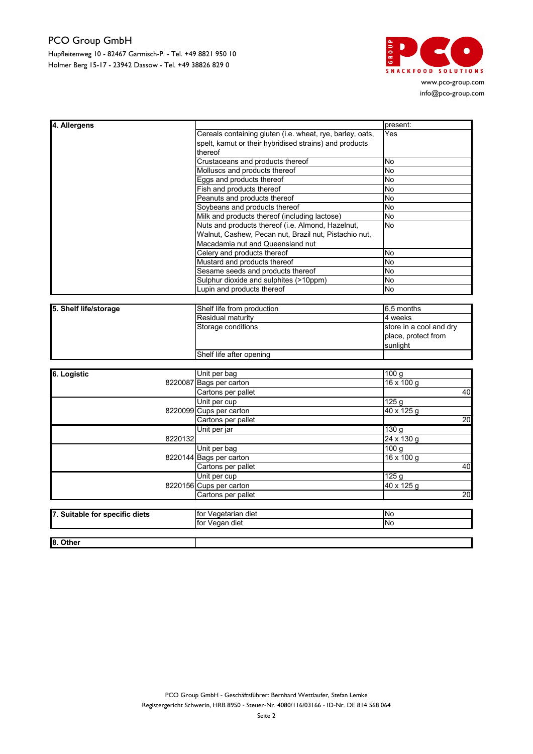| 4. Allergens | | present: |
|---|---|---|
| | Cereals containing gluten (i.e. wheat, rye, barley, oats, spelt, kamut or their hybridised strains) and products thereof | Yes |
| | Crustaceans and products thereof | No |
| | Molluscs and products thereof | No |
| | Eggs and products thereof | No |
| | Fish and products thereof | No |
| | Peanuts and products thereof | No |
| | Soybeans and products thereof | No |
| | Milk and products thereof (including lactose) | No |
| | Nuts and products thereof (i.e. Almond, Hazelnut, Walnut, Cashew, Pecan nut, Brazil nut, Pistachio nut, Macadamia nut and Queensland nut | No |
| | Celery and products thereof | No |
| | Mustard and products thereof | No |
| | Sesame seeds and products thereof | No |
| | Sulphur dioxide and sulphites (>10ppm) | No |
| | Lupin and products thereof | No |

| 5. Shelf life/storage | | |
|---|---|---|
| | Shelf life from production | 6,5 months |
| | Residual maturity | 4 weeks |
| | Storage conditions | store in a cool and dry place, protect from sunlight |
| | Shelf life after opening | |

| 6. Logistic | | |
|---|---|---|
| | Unit per bag | 100 g |
| 8220087 | Bags per carton | 16 x 100 g |
| | Cartons per pallet | 40 |
| | Unit per cup | 125 g |
| 8220099 | Cups per carton | 40 x 125 g |
| | Cartons per pallet | 20 |
| | Unit per jar | 130 g |
| 8220132 | | 24 x 130 g |
| | Unit per bag | 100 g |
| 8220144 | Bags per carton | 16 x 100 g |
| | Cartons per pallet | 40 |
| | Unit per cup | 125 g |
| 8220156 | Cups per carton | 40 x 125 g |
| | Cartons per pallet | 20 |

| 7. Suitable for specific diets | | |
|---|---|---|
| | for Vegetarian diet | No |
| | for Vegan diet | No |

| 8. Other | |
|---|---|